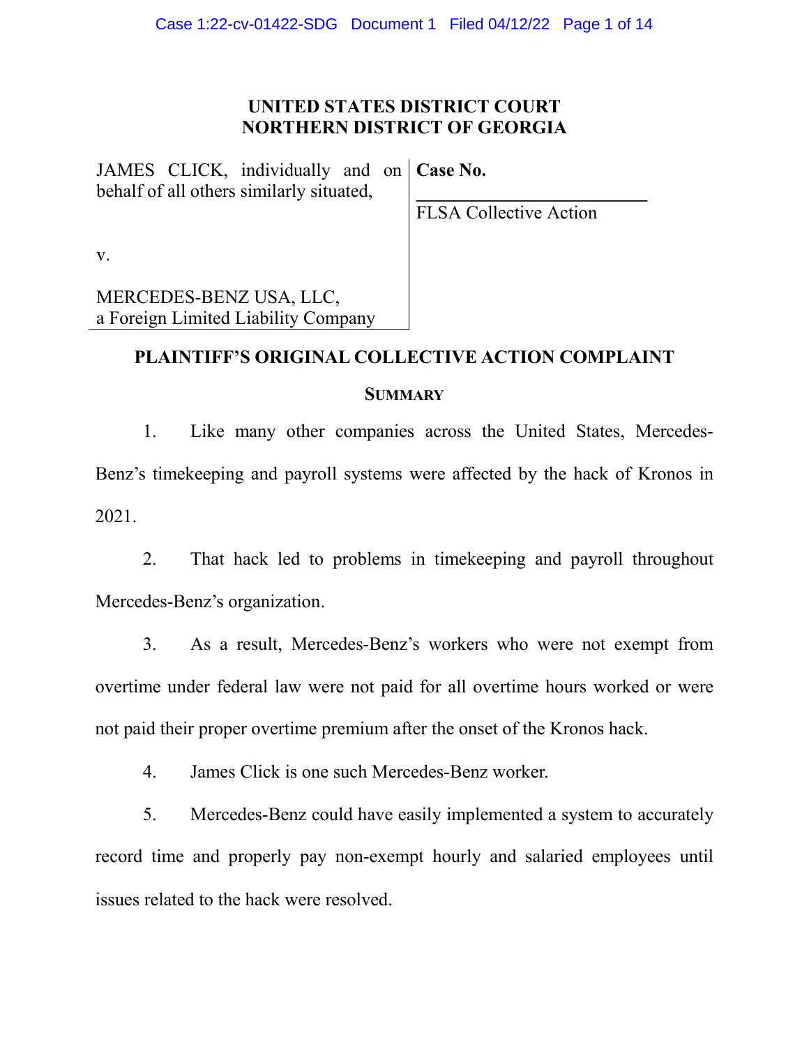# UNITED STATES DISTRICT COURT
# NORTHERN DISTRICT OF GEORGIA

| | |
|---|---|
| JAMES CLICK, individually and on behalf of all others similarly situated, | **Case No.** ________________________ |
| | FLSA Collective Action |
| v. | |
| MERCEDES-BENZ USA, LLC, a Foreign Limited Liability Company | |

## PLAINTIFF'S ORIGINAL COLLECTIVE ACTION COMPLAINT

### SUMMARY

1. Like many other companies across the United States, Mercedes-Benz's timekeeping and payroll systems were affected by the hack of Kronos in 2021.

2. That hack led to problems in timekeeping and payroll throughout Mercedes-Benz's organization.

3. As a result, Mercedes-Benz's workers who were not exempt from overtime under federal law were not paid for all overtime hours worked or were not paid their proper overtime premium after the onset of the Kronos hack.

4. James Click is one such Mercedes-Benz worker.

5. Mercedes-Benz could have easily implemented a system to accurately record time and properly pay non-exempt hourly and salaried employees until issues related to the hack were resolved.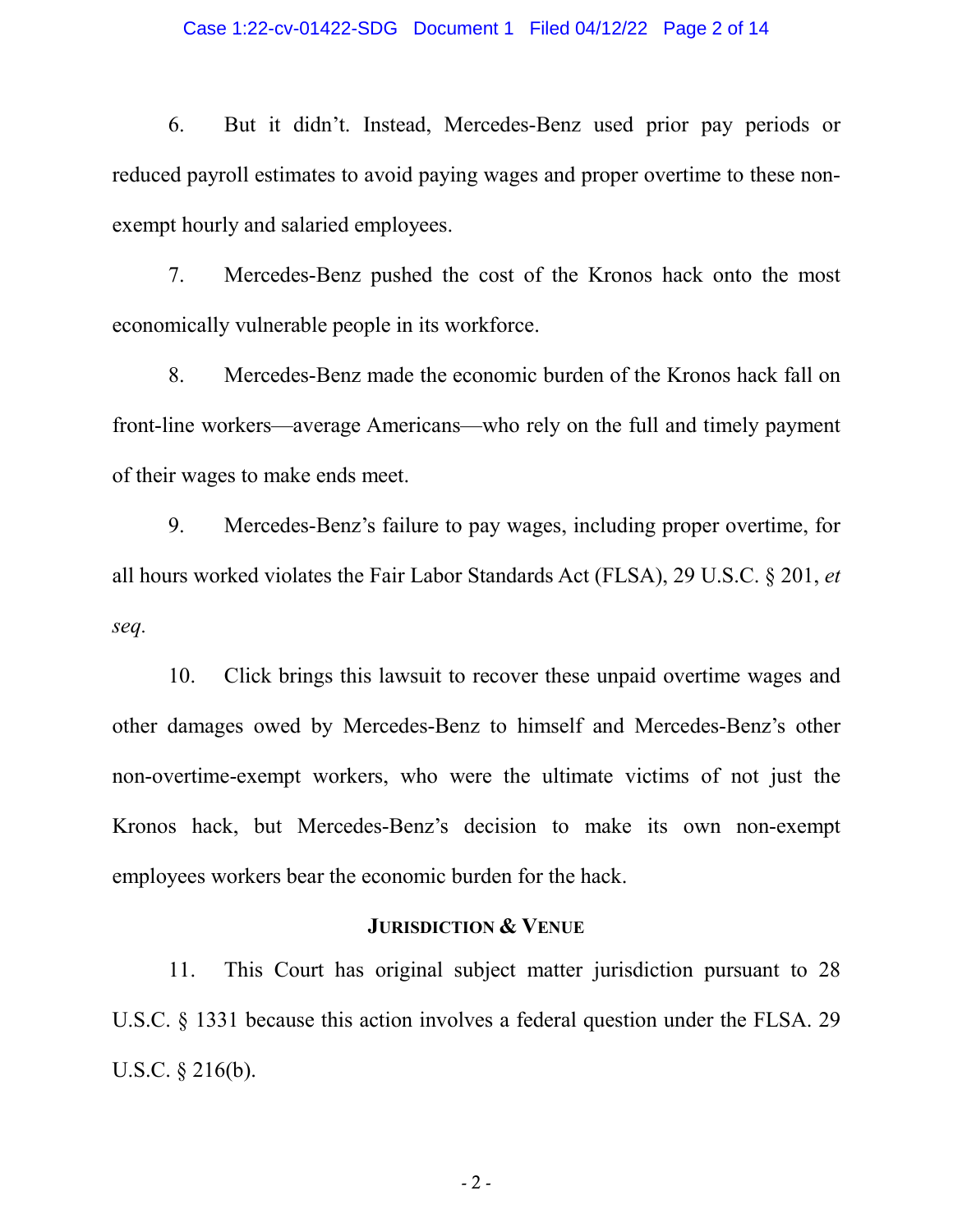6. But it didn't. Instead, Mercedes-Benz used prior pay periods or reduced payroll estimates to avoid paying wages and proper overtime to these non-exempt hourly and salaried employees.

7. Mercedes-Benz pushed the cost of the Kronos hack onto the most economically vulnerable people in its workforce.

8. Mercedes-Benz made the economic burden of the Kronos hack fall on front-line workers—average Americans—who rely on the full and timely payment of their wages to make ends meet.

9. Mercedes-Benz's failure to pay wages, including proper overtime, for all hours worked violates the Fair Labor Standards Act (FLSA), 29 U.S.C. § 201, *et seq*.

10. Click brings this lawsuit to recover these unpaid overtime wages and other damages owed by Mercedes-Benz to himself and Mercedes-Benz's other non-overtime-exempt workers, who were the ultimate victims of not just the Kronos hack, but Mercedes-Benz's decision to make its own non-exempt employees workers bear the economic burden for the hack.

## JURISDICTION & VENUE

11. This Court has original subject matter jurisdiction pursuant to 28 U.S.C. § 1331 because this action involves a federal question under the FLSA. 29 U.S.C. § 216(b).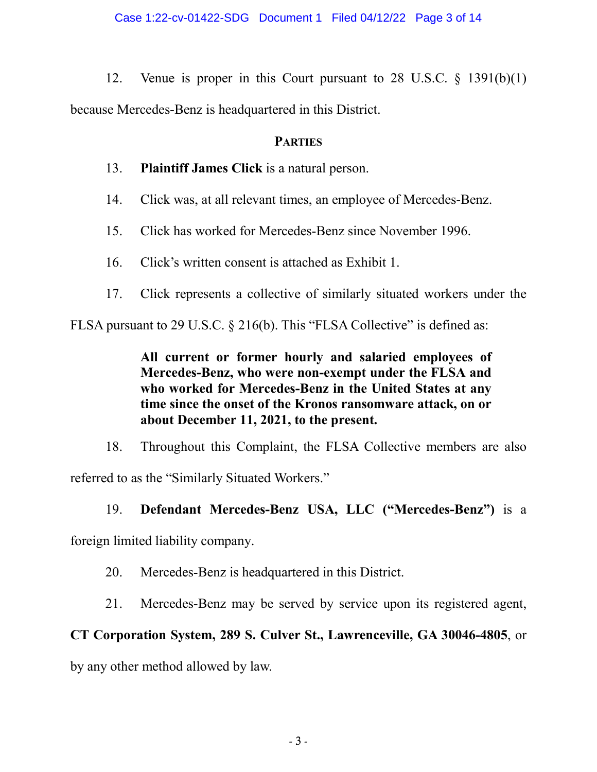12. Venue is proper in this Court pursuant to 28 U.S.C. § 1391(b)(1) because Mercedes-Benz is headquartered in this District.

## PARTIES

13. **Plaintiff James Click** is a natural person.

14. Click was, at all relevant times, an employee of Mercedes-Benz.

15. Click has worked for Mercedes-Benz since November 1996.

16. Click's written consent is attached as Exhibit 1.

17. Click represents a collective of similarly situated workers under the FLSA pursuant to 29 U.S.C. § 216(b). This "FLSA Collective" is defined as:

> **All current or former hourly and salaried employees of Mercedes-Benz, who were non-exempt under the FLSA and who worked for Mercedes-Benz in the United States at any time since the onset of the Kronos ransomware attack, on or about December 11, 2021, to the present.**

18. Throughout this Complaint, the FLSA Collective members are also referred to as the "Similarly Situated Workers."

19. **Defendant Mercedes-Benz USA, LLC ("Mercedes-Benz")** is a foreign limited liability company.

20. Mercedes-Benz is headquartered in this District.

21. Mercedes-Benz may be served by service upon its registered agent, **CT Corporation System, 289 S. Culver St., Lawrenceville, GA 30046-4805**, or by any other method allowed by law.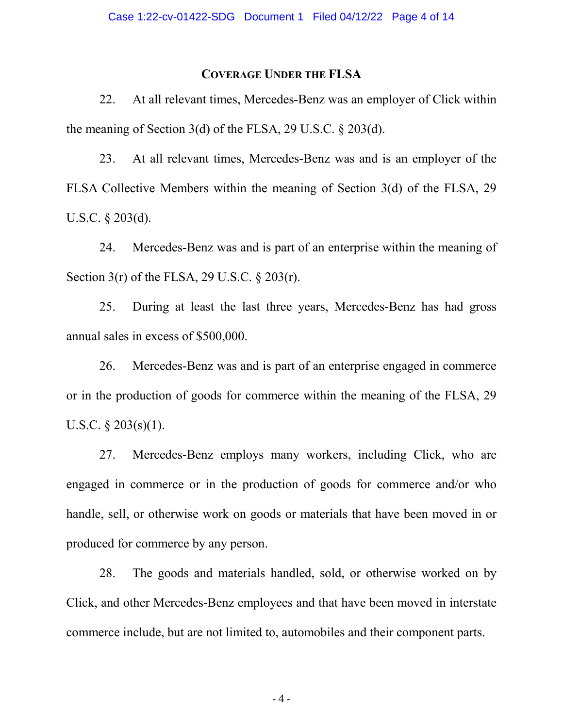## Coverage Under the FLSA

22. At all relevant times, Mercedes-Benz was an employer of Click within the meaning of Section 3(d) of the FLSA, 29 U.S.C. § 203(d).

23. At all relevant times, Mercedes-Benz was and is an employer of the FLSA Collective Members within the meaning of Section 3(d) of the FLSA, 29 U.S.C. § 203(d).

24. Mercedes-Benz was and is part of an enterprise within the meaning of Section 3(r) of the FLSA, 29 U.S.C. § 203(r).

25. During at least the last three years, Mercedes-Benz has had gross annual sales in excess of $500,000.

26. Mercedes-Benz was and is part of an enterprise engaged in commerce or in the production of goods for commerce within the meaning of the FLSA, 29 U.S.C. § 203(s)(1).

27. Mercedes-Benz employs many workers, including Click, who are engaged in commerce or in the production of goods for commerce and/or who handle, sell, or otherwise work on goods or materials that have been moved in or produced for commerce by any person.

28. The goods and materials handled, sold, or otherwise worked on by Click, and other Mercedes-Benz employees and that have been moved in interstate commerce include, but are not limited to, automobiles and their component parts.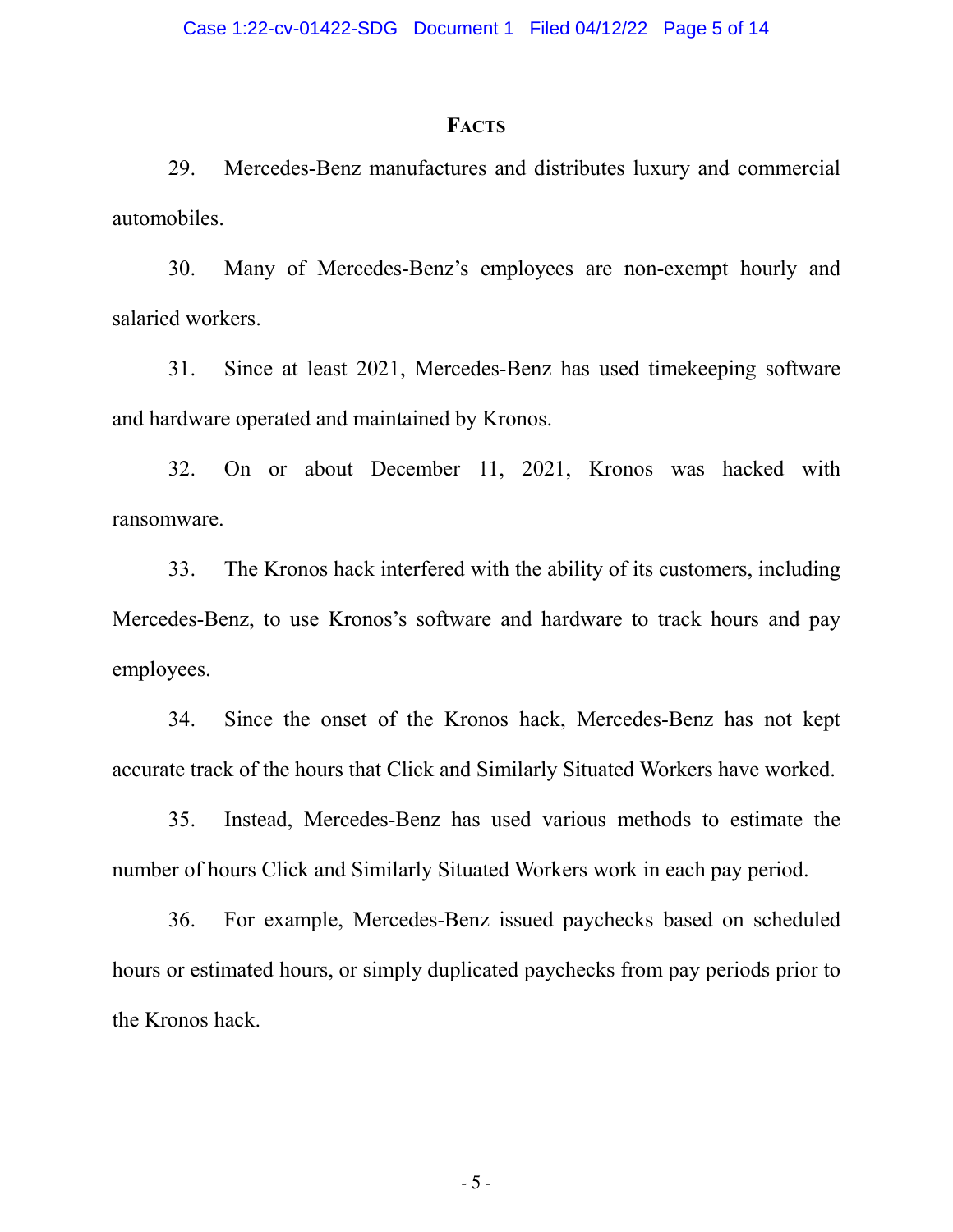## FACTS

29. Mercedes-Benz manufactures and distributes luxury and commercial automobiles.

30. Many of Mercedes-Benz's employees are non-exempt hourly and salaried workers.

31. Since at least 2021, Mercedes-Benz has used timekeeping software and hardware operated and maintained by Kronos.

32. On or about December 11, 2021, Kronos was hacked with ransomware.

33. The Kronos hack interfered with the ability of its customers, including Mercedes-Benz, to use Kronos's software and hardware to track hours and pay employees.

34. Since the onset of the Kronos hack, Mercedes-Benz has not kept accurate track of the hours that Click and Similarly Situated Workers have worked.

35. Instead, Mercedes-Benz has used various methods to estimate the number of hours Click and Similarly Situated Workers work in each pay period.

36. For example, Mercedes-Benz issued paychecks based on scheduled hours or estimated hours, or simply duplicated paychecks from pay periods prior to the Kronos hack.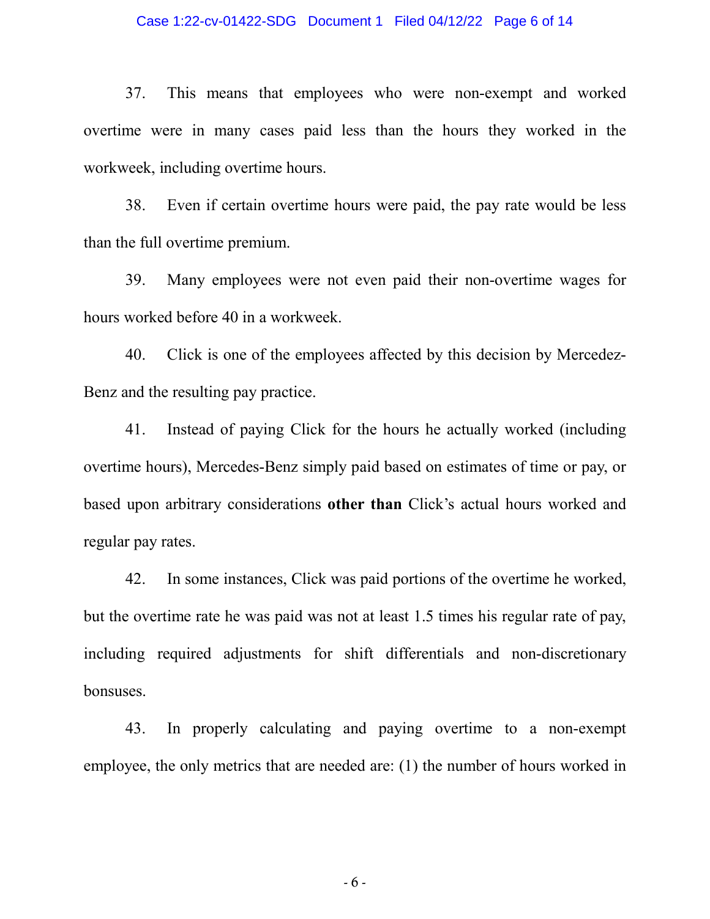37. This means that employees who were non-exempt and worked overtime were in many cases paid less than the hours they worked in the workweek, including overtime hours.

38. Even if certain overtime hours were paid, the pay rate would be less than the full overtime premium.

39. Many employees were not even paid their non-overtime wages for hours worked before 40 in a workweek.

40. Click is one of the employees affected by this decision by Mercedez-Benz and the resulting pay practice.

41. Instead of paying Click for the hours he actually worked (including overtime hours), Mercedes-Benz simply paid based on estimates of time or pay, or based upon arbitrary considerations **other than** Click's actual hours worked and regular pay rates.

42. In some instances, Click was paid portions of the overtime he worked, but the overtime rate he was paid was not at least 1.5 times his regular rate of pay, including required adjustments for shift differentials and non-discretionary bonsuses.

43. In properly calculating and paying overtime to a non-exempt employee, the only metrics that are needed are: (1) the number of hours worked in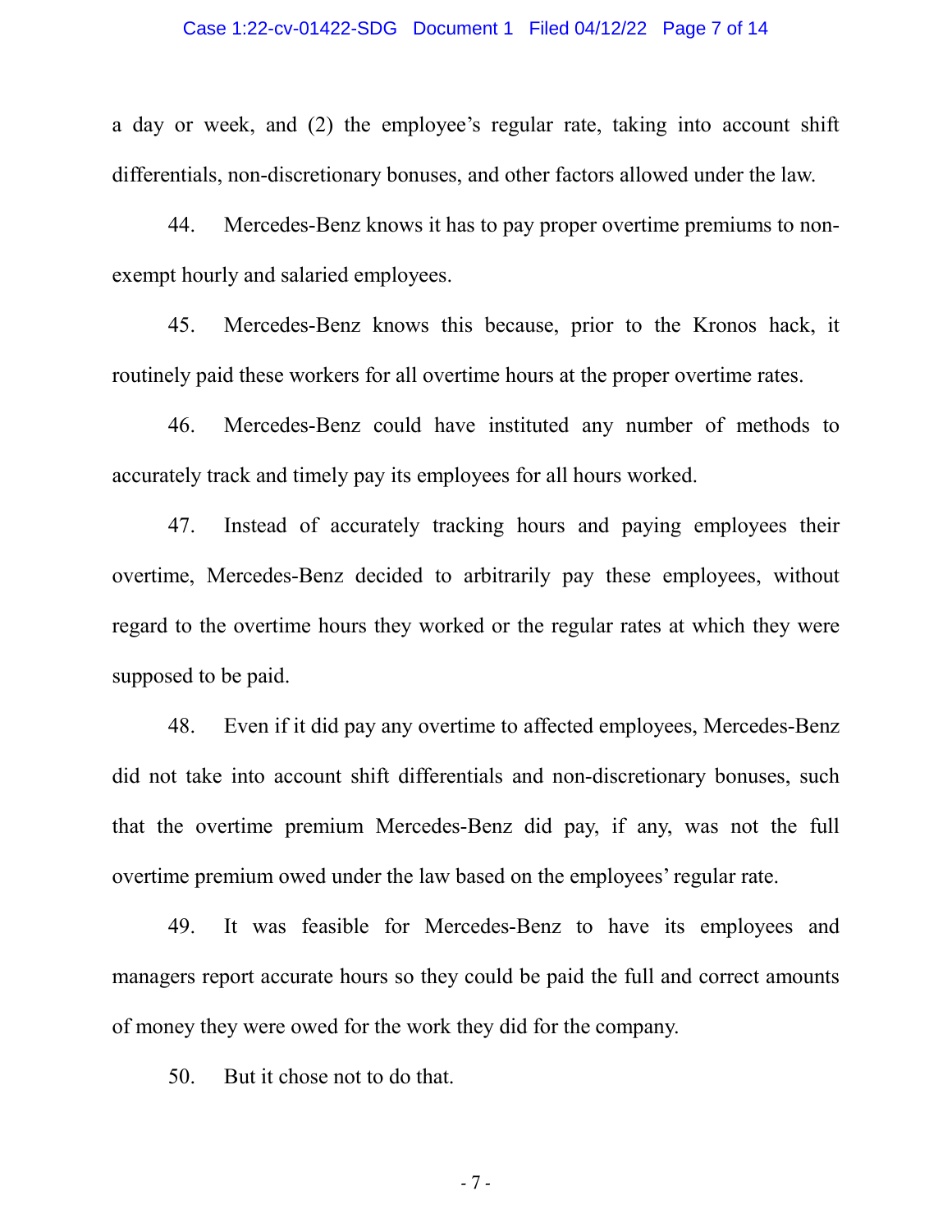a day or week, and (2) the employee's regular rate, taking into account shift differentials, non-discretionary bonuses, and other factors allowed under the law.

44. Mercedes-Benz knows it has to pay proper overtime premiums to non-exempt hourly and salaried employees.

45. Mercedes-Benz knows this because, prior to the Kronos hack, it routinely paid these workers for all overtime hours at the proper overtime rates.

46. Mercedes-Benz could have instituted any number of methods to accurately track and timely pay its employees for all hours worked.

47. Instead of accurately tracking hours and paying employees their overtime, Mercedes-Benz decided to arbitrarily pay these employees, without regard to the overtime hours they worked or the regular rates at which they were supposed to be paid.

48. Even if it did pay any overtime to affected employees, Mercedes-Benz did not take into account shift differentials and non-discretionary bonuses, such that the overtime premium Mercedes-Benz did pay, if any, was not the full overtime premium owed under the law based on the employees' regular rate.

49. It was feasible for Mercedes-Benz to have its employees and managers report accurate hours so they could be paid the full and correct amounts of money they were owed for the work they did for the company.

50. But it chose not to do that.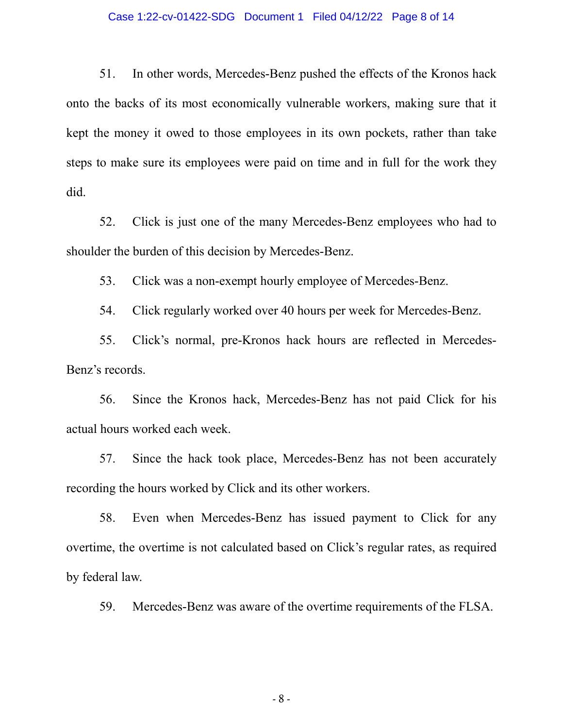51. In other words, Mercedes-Benz pushed the effects of the Kronos hack onto the backs of its most economically vulnerable workers, making sure that it kept the money it owed to those employees in its own pockets, rather than take steps to make sure its employees were paid on time and in full for the work they did.

52. Click is just one of the many Mercedes-Benz employees who had to shoulder the burden of this decision by Mercedes-Benz.

53. Click was a non-exempt hourly employee of Mercedes-Benz.

54. Click regularly worked over 40 hours per week for Mercedes-Benz.

55. Click's normal, pre-Kronos hack hours are reflected in Mercedes-Benz's records.

56. Since the Kronos hack, Mercedes-Benz has not paid Click for his actual hours worked each week.

57. Since the hack took place, Mercedes-Benz has not been accurately recording the hours worked by Click and its other workers.

58. Even when Mercedes-Benz has issued payment to Click for any overtime, the overtime is not calculated based on Click's regular rates, as required by federal law.

59. Mercedes-Benz was aware of the overtime requirements of the FLSA.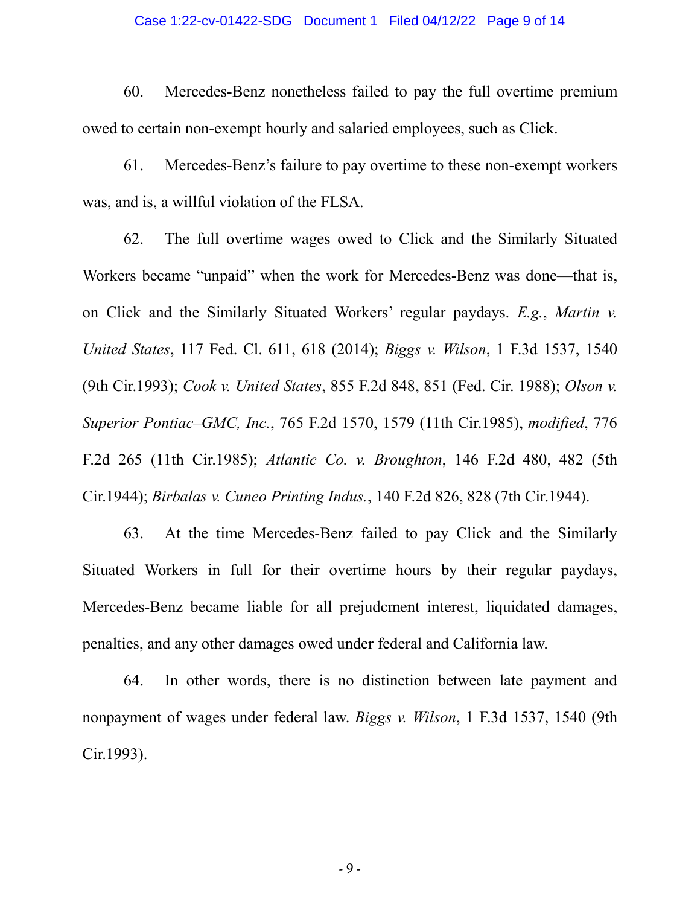60. Mercedes-Benz nonetheless failed to pay the full overtime premium owed to certain non-exempt hourly and salaried employees, such as Click.

61. Mercedes-Benz's failure to pay overtime to these non-exempt workers was, and is, a willful violation of the FLSA.

62. The full overtime wages owed to Click and the Similarly Situated Workers became "unpaid" when the work for Mercedes-Benz was done—that is, on Click and the Similarly Situated Workers' regular paydays. *E.g.*, *Martin v. United States*, 117 Fed. Cl. 611, 618 (2014); *Biggs v. Wilson*, 1 F.3d 1537, 1540 (9th Cir.1993); *Cook v. United States*, 855 F.2d 848, 851 (Fed. Cir. 1988); *Olson v. Superior Pontiac–GMC, Inc.*, 765 F.2d 1570, 1579 (11th Cir.1985), *modified*, 776 F.2d 265 (11th Cir.1985); *Atlantic Co. v. Broughton*, 146 F.2d 480, 482 (5th Cir.1944); *Birbalas v. Cuneo Printing Indus.*, 140 F.2d 826, 828 (7th Cir.1944).

63. At the time Mercedes-Benz failed to pay Click and the Similarly Situated Workers in full for their overtime hours by their regular paydays, Mercedes-Benz became liable for all prejudcment interest, liquidated damages, penalties, and any other damages owed under federal and California law.

64. In other words, there is no distinction between late payment and nonpayment of wages under federal law. *Biggs v. Wilson*, 1 F.3d 1537, 1540 (9th Cir.1993).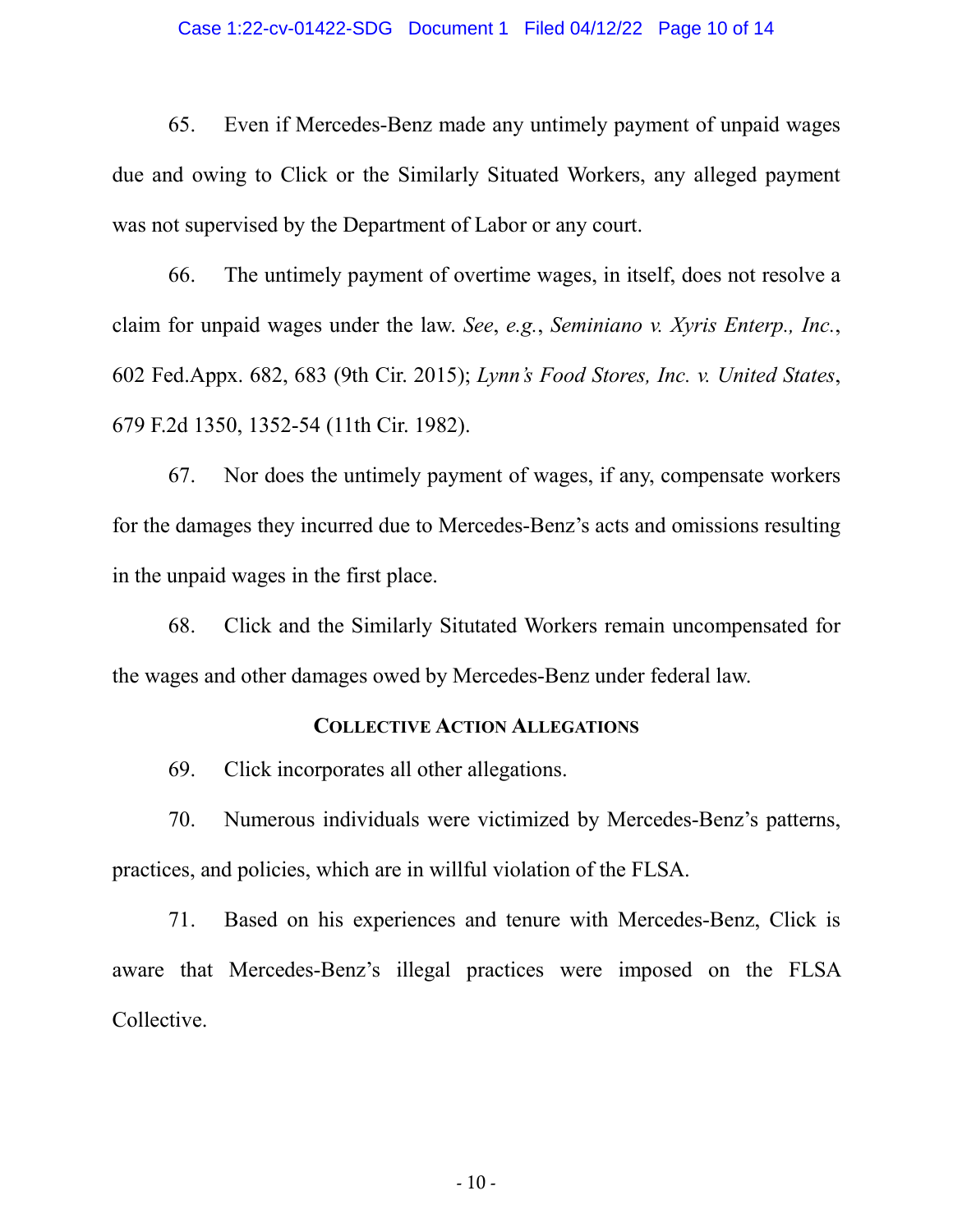65. Even if Mercedes-Benz made any untimely payment of unpaid wages due and owing to Click or the Similarly Situated Workers, any alleged payment was not supervised by the Department of Labor or any court.

66. The untimely payment of overtime wages, in itself, does not resolve a claim for unpaid wages under the law. *See*, *e.g.*, *Seminiano v. Xyris Enterp., Inc.*, 602 Fed.Appx. 682, 683 (9th Cir. 2015); *Lynn's Food Stores, Inc. v. United States*, 679 F.2d 1350, 1352-54 (11th Cir. 1982).

67. Nor does the untimely payment of wages, if any, compensate workers for the damages they incurred due to Mercedes-Benz's acts and omissions resulting in the unpaid wages in the first place.

68. Click and the Similarly Situtated Workers remain uncompensated for the wages and other damages owed by Mercedes-Benz under federal law.

## COLLECTIVE ACTION ALLEGATIONS

69. Click incorporates all other allegations.

70. Numerous individuals were victimized by Mercedes-Benz's patterns, practices, and policies, which are in willful violation of the FLSA.

71. Based on his experiences and tenure with Mercedes-Benz, Click is aware that Mercedes-Benz's illegal practices were imposed on the FLSA Collective.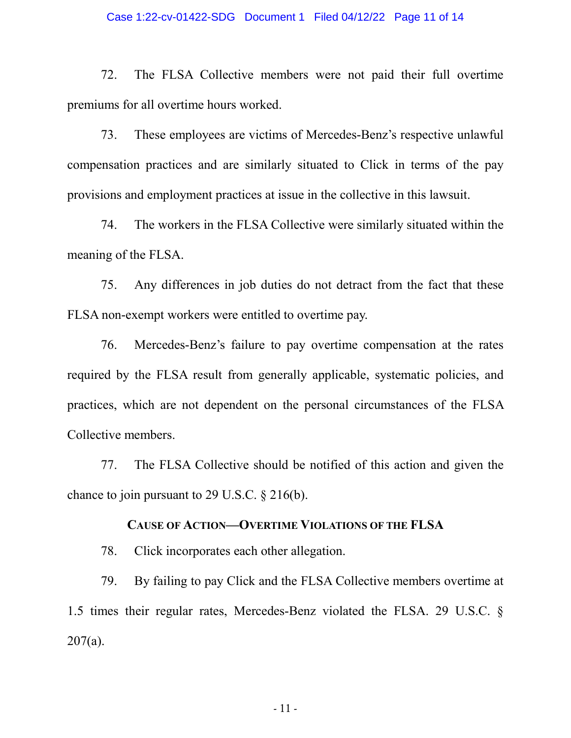72. The FLSA Collective members were not paid their full overtime premiums for all overtime hours worked.

73. These employees are victims of Mercedes-Benz's respective unlawful compensation practices and are similarly situated to Click in terms of the pay provisions and employment practices at issue in the collective in this lawsuit.

74. The workers in the FLSA Collective were similarly situated within the meaning of the FLSA.

75. Any differences in job duties do not detract from the fact that these FLSA non-exempt workers were entitled to overtime pay.

76. Mercedes-Benz's failure to pay overtime compensation at the rates required by the FLSA result from generally applicable, systematic policies, and practices, which are not dependent on the personal circumstances of the FLSA Collective members.

77. The FLSA Collective should be notified of this action and given the chance to join pursuant to 29 U.S.C. § 216(b).

## CAUSE OF ACTION—OVERTIME VIOLATIONS OF THE FLSA

78. Click incorporates each other allegation.

79. By failing to pay Click and the FLSA Collective members overtime at 1.5 times their regular rates, Mercedes-Benz violated the FLSA. 29 U.S.C. § 207(a).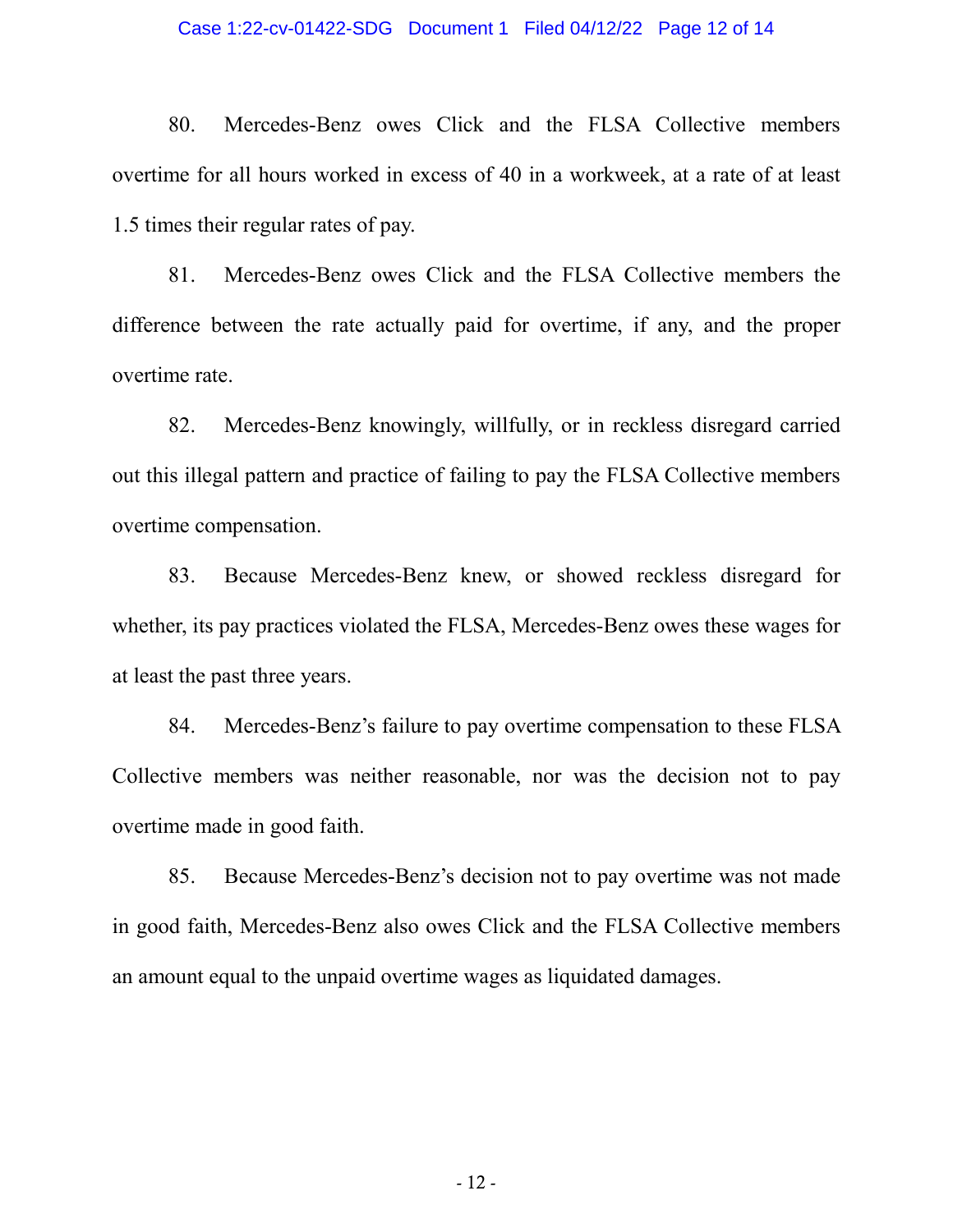80. Mercedes-Benz owes Click and the FLSA Collective members overtime for all hours worked in excess of 40 in a workweek, at a rate of at least 1.5 times their regular rates of pay.

81. Mercedes-Benz owes Click and the FLSA Collective members the difference between the rate actually paid for overtime, if any, and the proper overtime rate.

82. Mercedes-Benz knowingly, willfully, or in reckless disregard carried out this illegal pattern and practice of failing to pay the FLSA Collective members overtime compensation.

83. Because Mercedes-Benz knew, or showed reckless disregard for whether, its pay practices violated the FLSA, Mercedes-Benz owes these wages for at least the past three years.

84. Mercedes-Benz's failure to pay overtime compensation to these FLSA Collective members was neither reasonable, nor was the decision not to pay overtime made in good faith.

85. Because Mercedes-Benz's decision not to pay overtime was not made in good faith, Mercedes-Benz also owes Click and the FLSA Collective members an amount equal to the unpaid overtime wages as liquidated damages.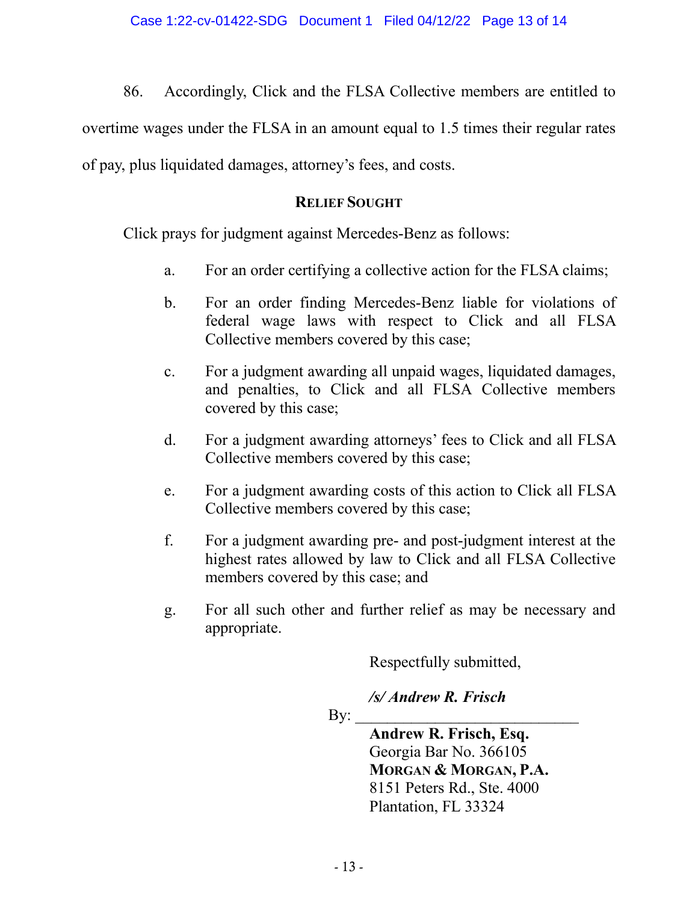86. Accordingly, Click and the FLSA Collective members are entitled to overtime wages under the FLSA in an amount equal to 1.5 times their regular rates of pay, plus liquidated damages, attorney's fees, and costs.

## RELIEF SOUGHT

Click prays for judgment against Mercedes-Benz as follows:

a. For an order certifying a collective action for the FLSA claims;

b. For an order finding Mercedes-Benz liable for violations of federal wage laws with respect to Click and all FLSA Collective members covered by this case;

c. For a judgment awarding all unpaid wages, liquidated damages, and penalties, to Click and all FLSA Collective members covered by this case;

d. For a judgment awarding attorneys' fees to Click and all FLSA Collective members covered by this case;

e. For a judgment awarding costs of this action to Click all FLSA Collective members covered by this case;

f. For a judgment awarding pre- and post-judgment interest at the highest rates allowed by law to Click and all FLSA Collective members covered by this case; and

g. For all such other and further relief as may be necessary and appropriate.

Respectfully submitted,

By: ***/s/ Andrew R. Frisch***

**Andrew R. Frisch, Esq.**
Georgia Bar No. 366105
**MORGAN & MORGAN, P.A.**
8151 Peters Rd., Ste. 4000
Plantation, FL 33324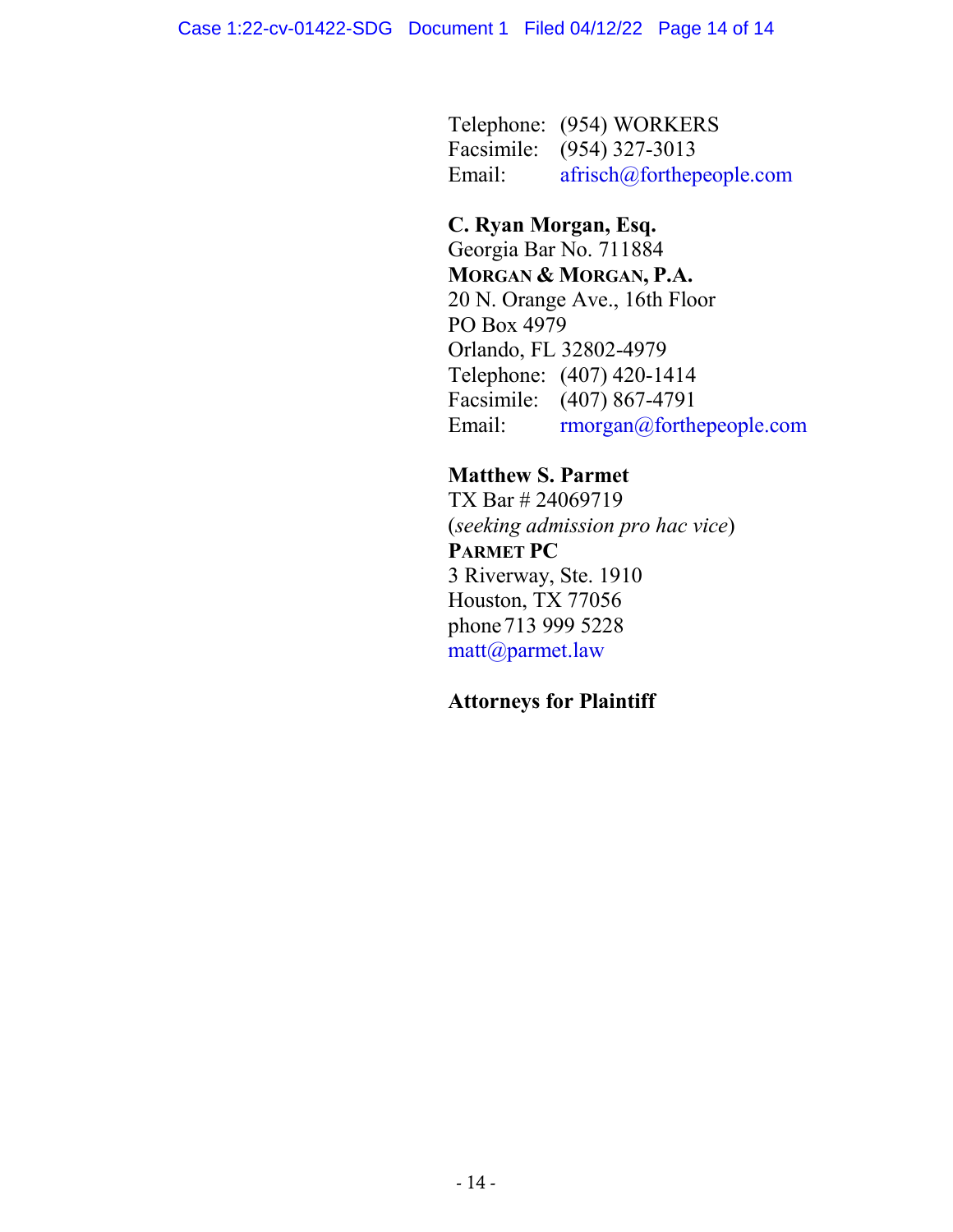Telephone: (954) WORKERS
Facsimile: (954) 327-3013
Email: afrisch@forthepeople.com

**C. Ryan Morgan, Esq.**
Georgia Bar No. 711884
**MORGAN & MORGAN, P.A.**
20 N. Orange Ave., 16th Floor
PO Box 4979
Orlando, FL 32802-4979
Telephone: (407) 420-1414
Facsimile: (407) 867-4791
Email: rmorgan@forthepeople.com

**Matthew S. Parmet**
TX Bar # 24069719
(*seeking admission pro hac vice*)
**PARMET PC**
3 Riverway, Ste. 1910
Houston, TX 77056
phone 713 999 5228
matt@parmet.law

**Attorneys for Plaintiff**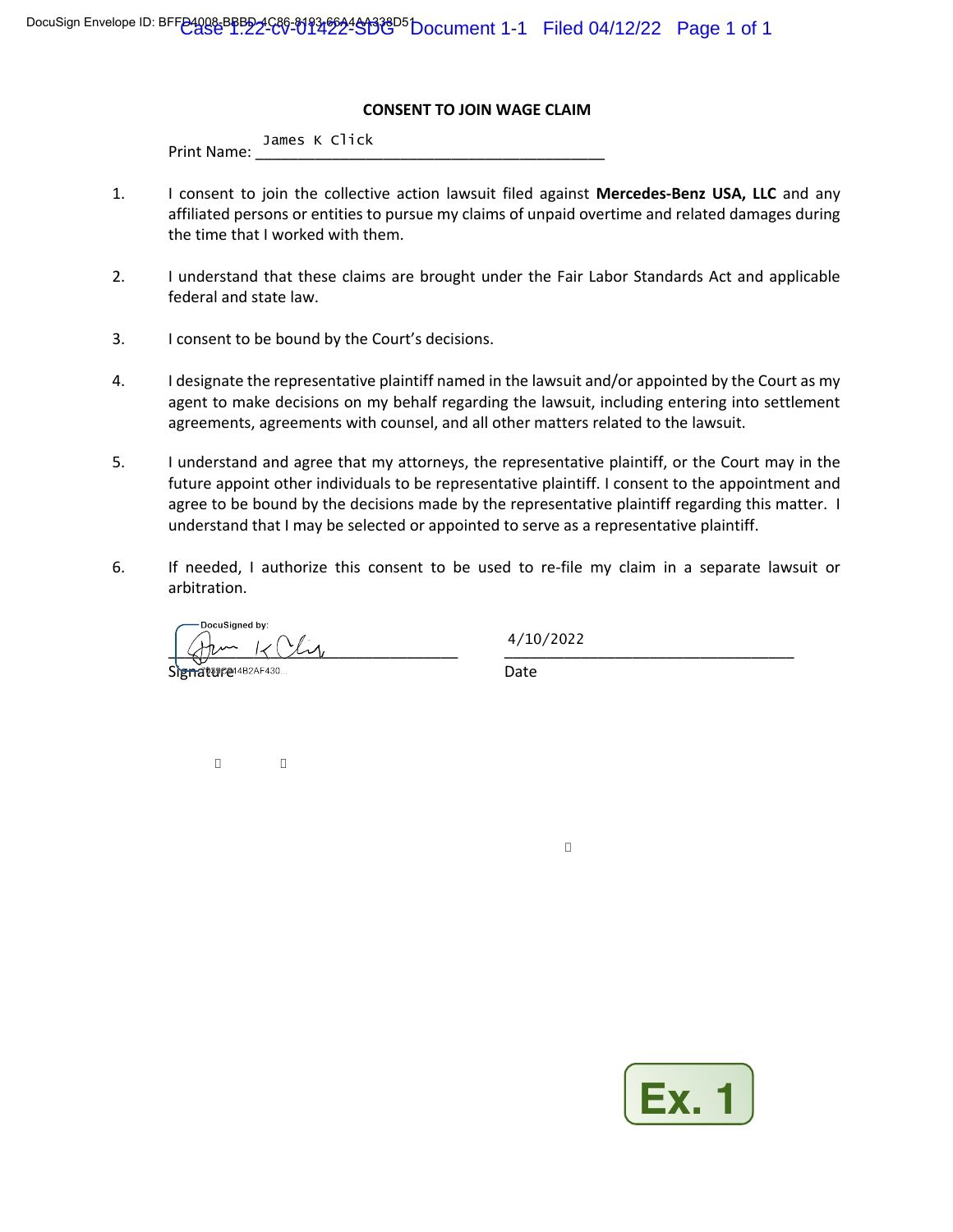DocuSign Envelope ID: BFFB4008-BBBD-4C86-8193-66A4AA338D51

**CONSENT TO JOIN WAGE CLAIM**

Print Name: James K Click

1. I consent to join the collective action lawsuit filed against **Mercedes-Benz USA, LLC** and any affiliated persons or entities to pursue my claims of unpaid overtime and related damages during the time that I worked with them.

2. I understand that these claims are brought under the Fair Labor Standards Act and applicable federal and state law.

3. I consent to be bound by the Court's decisions.

4. I designate the representative plaintiff named in the lawsuit and/or appointed by the Court as my agent to make decisions on my behalf regarding the lawsuit, including entering into settlement agreements, agreements with counsel, and all other matters related to the lawsuit.

5. I understand and agree that my attorneys, the representative plaintiff, or the Court may in the future appoint other individuals to be representative plaintiff. I consent to the appointment and agree to be bound by the decisions made by the representative plaintiff regarding this matter. I understand that I may be selected or appointed to serve as a representative plaintiff.

6. If needed, I authorize this consent to be used to re-file my claim in a separate lawsuit or arbitration.

DocuSigned by:
[Signature]
Signature

4/10/2022
Date

Ex. 1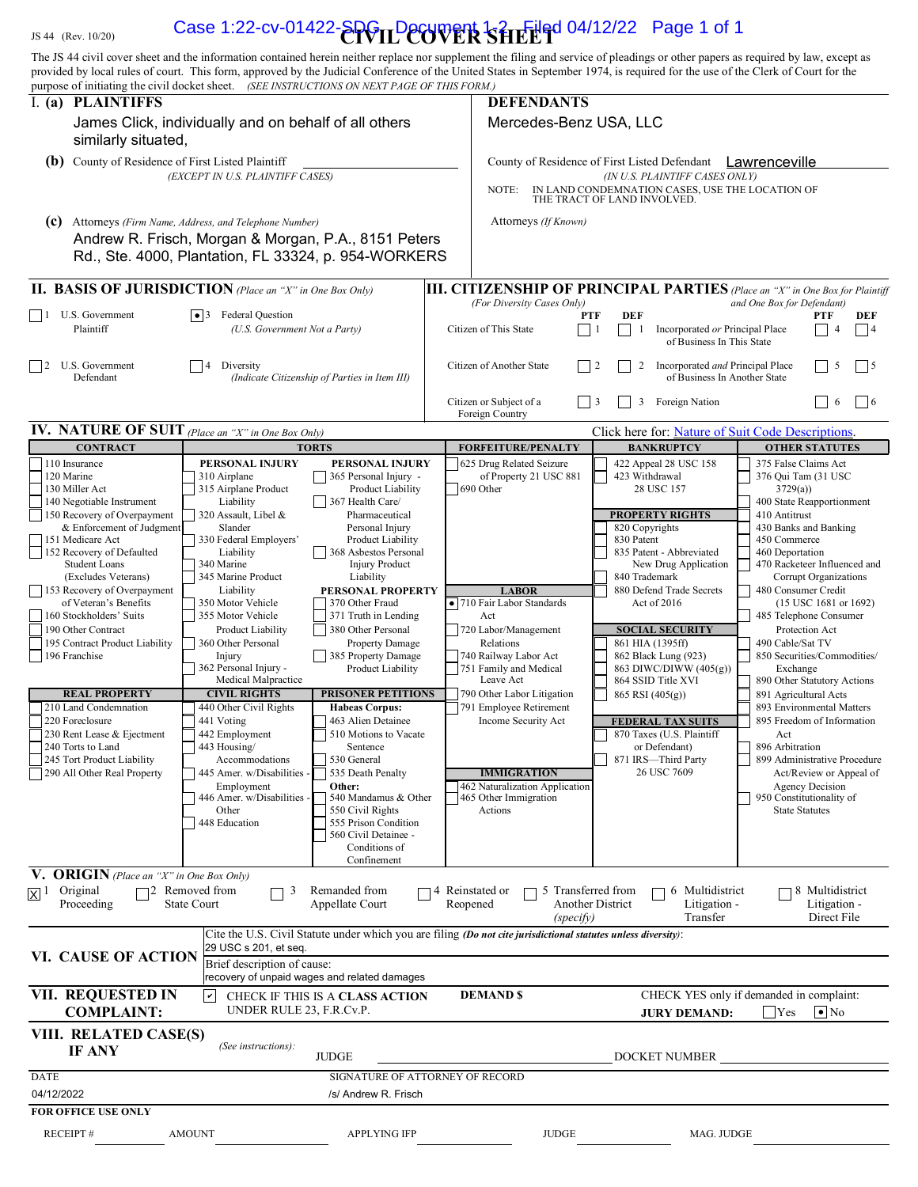JS 44 (Rev. 10/20)

# CIVIL COVER SHEET

The JS 44 civil cover sheet and the information contained herein neither replace nor supplement the filing and service of pleadings or other papers as required by law, except as provided by local rules of court. This form, approved by the Judicial Conference of the United States in September 1974, is required for the use of the Clerk of Court for the purpose of initiating the civil docket sheet. *(SEE INSTRUCTIONS ON NEXT PAGE OF THIS FORM.)*

## I. (a) PLAINTIFFS

James Click, individually and on behalf of all others similarly situated,

**(b)** County of Residence of First Listed Plaintiff *(EXCEPT IN U.S. PLAINTIFF CASES)*

**(c)** Attorneys *(Firm Name, Address, and Telephone Number)*

Andrew R. Frisch, Morgan & Morgan, P.A., 8151 Peters Rd., Ste. 4000, Plantation, FL 33324, p. 954-WORKERS

## DEFENDANTS

Mercedes-Benz USA, LLC

County of Residence of First Listed Defendant: Lawrenceville *(IN U.S. PLAINTIFF CASES ONLY)*

NOTE: IN LAND CONDEMNATION CASES, USE THE LOCATION OF THE TRACT OF LAND INVOLVED.

Attorneys *(If Known)*

## II. BASIS OF JURISDICTION *(Place an "X" in One Box Only)*

- [ ] 1 U.S. Government Plaintiff
- [x] 3 Federal Question *(U.S. Government Not a Party)*
- [ ] 2 U.S. Government Defendant
- [ ] 4 Diversity *(Indicate Citizenship of Parties in Item III)*

## III. CITIZENSHIP OF PRINCIPAL PARTIES *(Place an "X" in One Box for Plaintiff and One Box for Defendant)* *(For Diversity Cases Only)*

| | PTF | DEF | | PTF | DEF |
|---|---|---|---|---|---|
| Citizen of This State | 1 | 1 | Incorporated *or* Principal Place of Business In This State | 4 | 4 |
| Citizen of Another State | 2 | 2 | Incorporated *and* Principal Place of Business In Another State | 5 | 5 |
| Citizen or Subject of a Foreign Country | 3 | 3 | Foreign Nation | 6 | 6 |

## IV. NATURE OF SUIT *(Place an "X" in One Box Only)*

Click here for: Nature of Suit Code Descriptions.

Selected: **[x] 710 Fair Labor Standards Act** (LABOR)

| CONTRACT | TORTS | FORFEITURE/PENALTY | BANKRUPTCY | OTHER STATUTES |
|---|---|---|---|---|
| 110 Insurance; 120 Marine; 130 Miller Act; 140 Negotiable Instrument; 150 Recovery of Overpayment & Enforcement of Judgment; 151 Medicare Act; 152 Recovery of Defaulted Student Loans (Excludes Veterans); 153 Recovery of Overpayment of Veteran's Benefits; 160 Stockholders' Suits; 190 Other Contract; 195 Contract Product Liability; 196 Franchise | PERSONAL INJURY: 310 Airplane; 315 Airplane Product Liability; 320 Assault, Libel & Slander; 330 Federal Employers' Liability; 340 Marine; 345 Marine Product Liability; 350 Motor Vehicle; 355 Motor Vehicle Product Liability; 360 Other Personal Injury; 362 Personal Injury - Medical Malpractice. PERSONAL INJURY: 365 Personal Injury - Product Liability; 367 Health Care/ Pharmaceutical Personal Injury Product Liability; 368 Asbestos Personal Injury Product Liability. PERSONAL PROPERTY: 370 Other Fraud; 371 Truth in Lending; 380 Other Personal Property Damage; 385 Property Damage Product Liability | 625 Drug Related Seizure of Property 21 USC 881; 690 Other | 422 Appeal 28 USC 158; 423 Withdrawal 28 USC 157. PROPERTY RIGHTS: 820 Copyrights; 830 Patent; 835 Patent - Abbreviated New Drug Application; 840 Trademark; 880 Defend Trade Secrets Act of 2016 | 375 False Claims Act; 376 Qui Tam (31 USC 3729(a)); 400 State Reapportionment; 410 Antitrust; 430 Banks and Banking; 450 Commerce; 460 Deportation; 470 Racketeer Influenced and Corrupt Organizations; 480 Consumer Credit (15 USC 1681 or 1692); 485 Telephone Consumer Protection Act; 490 Cable/Sat TV; 850 Securities/Commodities/ Exchange; 890 Other Statutory Actions; 891 Agricultural Acts; 893 Environmental Matters; 895 Freedom of Information Act; 896 Arbitration; 899 Administrative Procedure Act/Review or Appeal of Agency Decision; 950 Constitutionality of State Statutes |
| REAL PROPERTY: 210 Land Condemnation; 220 Foreclosure; 230 Rent Lease & Ejectment; 240 Torts to Land; 245 Tort Product Liability; 290 All Other Real Property | CIVIL RIGHTS: 440 Other Civil Rights; 441 Voting; 442 Employment; 443 Housing/ Accommodations; 445 Amer. w/Disabilities - Employment; 446 Amer. w/Disabilities - Other; 448 Education. PRISONER PETITIONS: Habeas Corpus: 463 Alien Detainee; 510 Motions to Vacate Sentence; 530 General; 535 Death Penalty; Other: 540 Mandamus & Other; 550 Civil Rights; 555 Prison Condition; 560 Civil Detainee - Conditions of Confinement | LABOR: [x] 710 Fair Labor Standards Act; 720 Labor/Management Relations; 740 Railway Labor Act; 751 Family and Medical Leave Act; 790 Other Labor Litigation; 791 Employee Retirement Income Security Act. IMMIGRATION: 462 Naturalization Application; 465 Other Immigration Actions | SOCIAL SECURITY: 861 HIA (1395ff); 862 Black Lung (923); 863 DIWC/DIWW (405(g)); 864 SSID Title XVI; 865 RSI (405(g)). FEDERAL TAX SUITS: 870 Taxes (U.S. Plaintiff or Defendant); 871 IRS—Third Party 26 USC 7609 | |

## V. ORIGIN *(Place an "X" in One Box Only)*

- [x] 1 Original Proceeding
- [ ] 2 Removed from State Court
- [ ] 3 Remanded from Appellate Court
- [ ] 4 Reinstated or Reopened
- [ ] 5 Transferred from Another District *(specify)*
- [ ] 6 Multidistrict Litigation - Transfer
- [ ] 8 Multidistrict Litigation - Direct File

## VI. CAUSE OF ACTION

Cite the U.S. Civil Statute under which you are filing *(Do not cite jurisdictional statutes unless diversity)*: 29 USC s 201, et seq.

Brief description of cause: recovery of unpaid wages and related damages

## VII. REQUESTED IN COMPLAINT:

- [x] CHECK IF THIS IS A CLASS ACTION UNDER RULE 23, F.R.Cv.P.

DEMAND $

CHECK YES only if demanded in complaint: JURY DEMAND: [ ] Yes [x] No

## VIII. RELATED CASE(S) IF ANY

*(See instructions)*: JUDGE DOCKET NUMBER

DATE: 04/12/2022

SIGNATURE OF ATTORNEY OF RECORD: /s/ Andrew R. Frisch

**FOR OFFICE USE ONLY**

RECEIPT # AMOUNT APPLYING IFP JUDGE MAG. JUDGE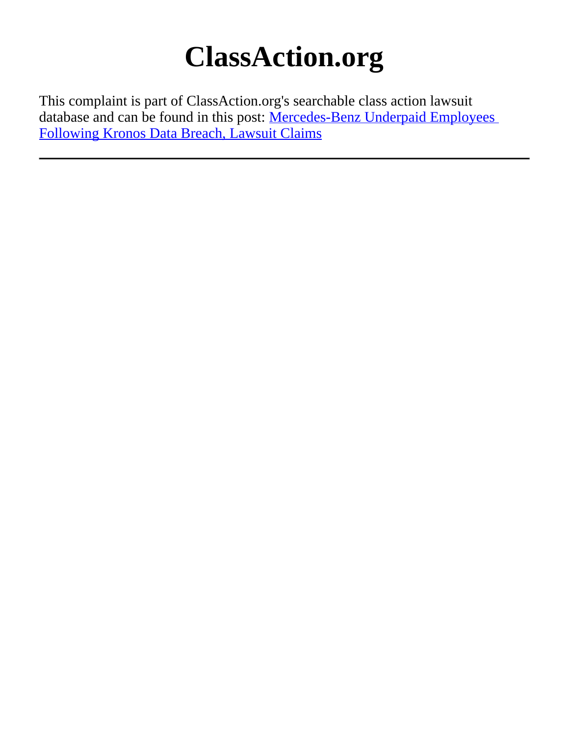# ClassAction.org

This complaint is part of ClassAction.org's searchable class action lawsuit database and can be found in this post: [Mercedes-Benz Underpaid Employees Following Kronos Data Breach, Lawsuit Claims]

---